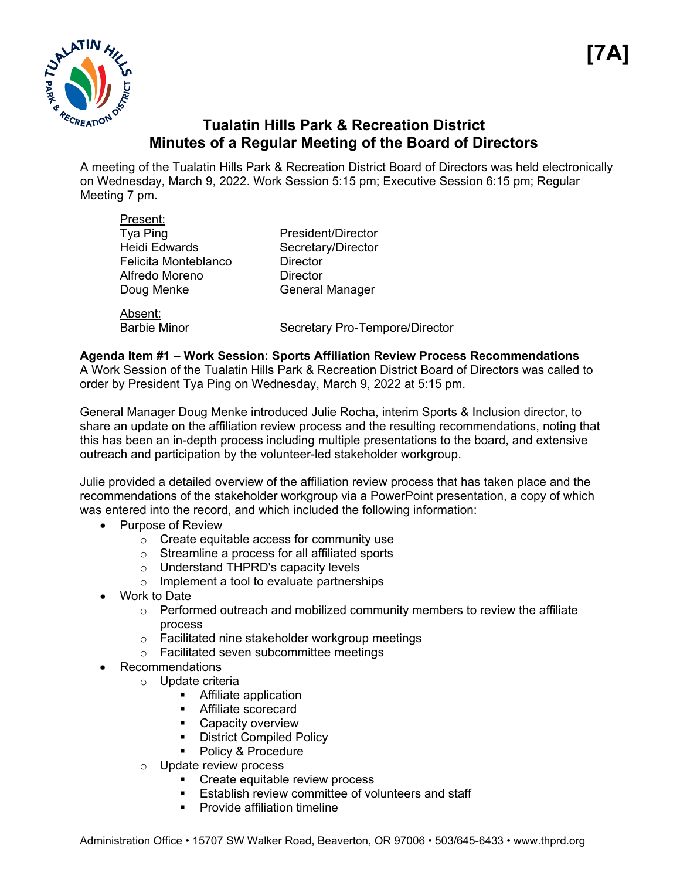**[7A]**

# Tualatin Hills Park & Recreation District
## Minutes of a Regular Meeting of the Board of Directors

A meeting of the Tualatin Hills Park & Recreation District Board of Directors was held electronically on Wednesday, March 9, 2022. Work Session 5:15 pm; Executive Session 6:15 pm; Regular Meeting 7 pm.

Present:

| | |
|---|---|
| Tya Ping | President/Director |
| Heidi Edwards | Secretary/Director |
| Felicita Monteblanco | Director |
| Alfredo Moreno | Director |
| Doug Menke | General Manager |

Absent:

| | |
|---|---|
| Barbie Minor | Secretary Pro-Tempore/Director |

**Agenda Item #1 – Work Session: Sports Affiliation Review Process Recommendations**
A Work Session of the Tualatin Hills Park & Recreation District Board of Directors was called to order by President Tya Ping on Wednesday, March 9, 2022 at 5:15 pm.

General Manager Doug Menke introduced Julie Rocha, interim Sports & Inclusion director, to share an update on the affiliation review process and the resulting recommendations, noting that this has been an in-depth process including multiple presentations to the board, and extensive outreach and participation by the volunteer-led stakeholder workgroup.

Julie provided a detailed overview of the affiliation review process that has taken place and the recommendations of the stakeholder workgroup via a PowerPoint presentation, a copy of which was entered into the record, and which included the following information:

- Purpose of Review
  - Create equitable access for community use
  - Streamline a process for all affiliated sports
  - Understand THPRD's capacity levels
  - Implement a tool to evaluate partnerships
- Work to Date
  - Performed outreach and mobilized community members to review the affiliate process
  - Facilitated nine stakeholder workgroup meetings
  - Facilitated seven subcommittee meetings
- Recommendations
  - Update criteria
    - Affiliate application
    - Affiliate scorecard
    - Capacity overview
    - District Compiled Policy
    - Policy & Procedure
  - Update review process
    - Create equitable review process
    - Establish review committee of volunteers and staff
    - Provide affiliation timeline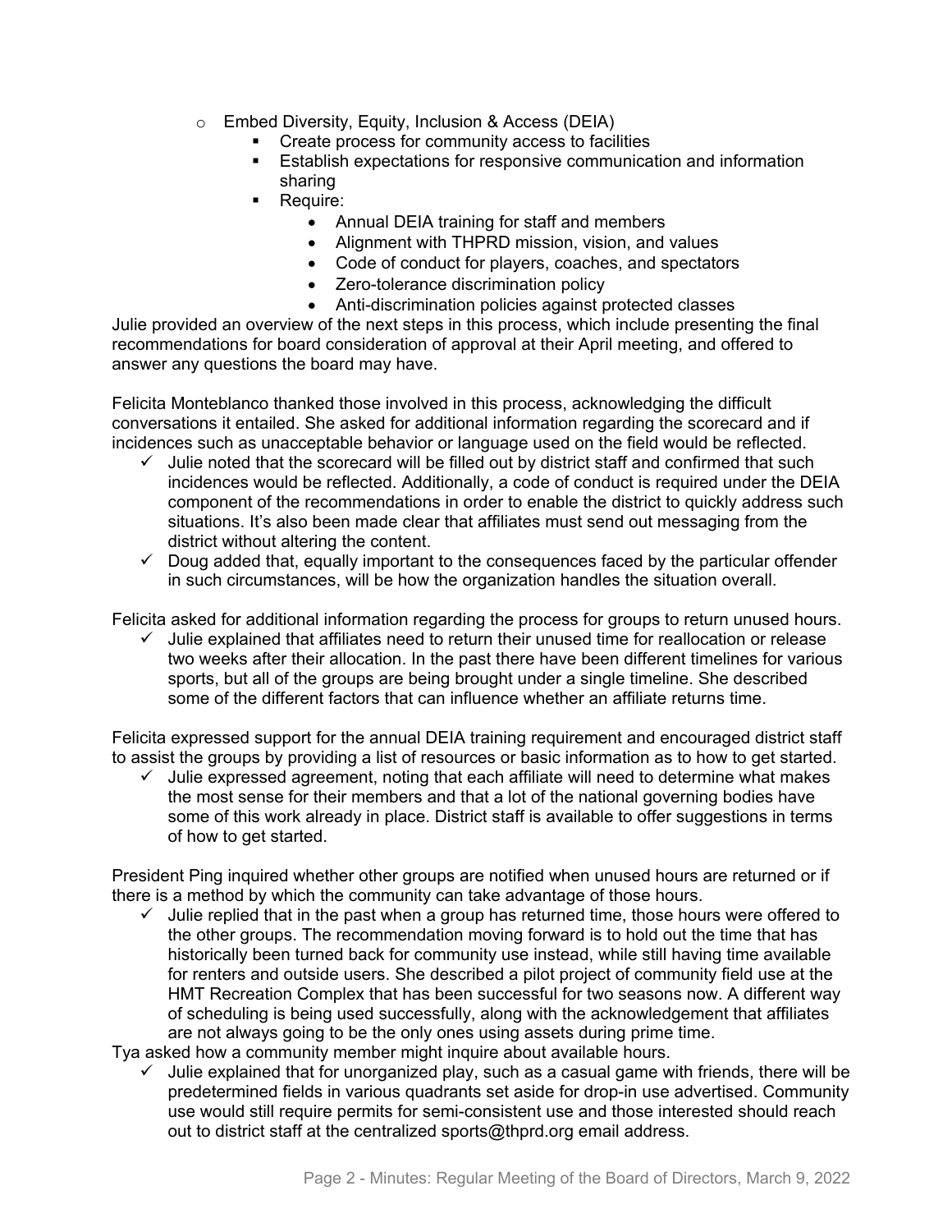- Embed Diversity, Equity, Inclusion & Access (DEIA)
  - Create process for community access to facilities
  - Establish expectations for responsive communication and information sharing
  - Require:
    - Annual DEIA training for staff and members
    - Alignment with THPRD mission, vision, and values
    - Code of conduct for players, coaches, and spectators
    - Zero-tolerance discrimination policy
    - Anti-discrimination policies against protected classes

Julie provided an overview of the next steps in this process, which include presenting the final recommendations for board consideration of approval at their April meeting, and offered to answer any questions the board may have.

Felicita Monteblanco thanked those involved in this process, acknowledging the difficult conversations it entailed. She asked for additional information regarding the scorecard and if incidences such as unacceptable behavior or language used on the field would be reflected.

- ✓ Julie noted that the scorecard will be filled out by district staff and confirmed that such incidences would be reflected. Additionally, a code of conduct is required under the DEIA component of the recommendations in order to enable the district to quickly address such situations. It's also been made clear that affiliates must send out messaging from the district without altering the content.
- ✓ Doug added that, equally important to the consequences faced by the particular offender in such circumstances, will be how the organization handles the situation overall.

Felicita asked for additional information regarding the process for groups to return unused hours.

- ✓ Julie explained that affiliates need to return their unused time for reallocation or release two weeks after their allocation. In the past there have been different timelines for various sports, but all of the groups are being brought under a single timeline. She described some of the different factors that can influence whether an affiliate returns time.

Felicita expressed support for the annual DEIA training requirement and encouraged district staff to assist the groups by providing a list of resources or basic information as to how to get started.

- ✓ Julie expressed agreement, noting that each affiliate will need to determine what makes the most sense for their members and that a lot of the national governing bodies have some of this work already in place. District staff is available to offer suggestions in terms of how to get started.

President Ping inquired whether other groups are notified when unused hours are returned or if there is a method by which the community can take advantage of those hours.

- ✓ Julie replied that in the past when a group has returned time, those hours were offered to the other groups. The recommendation moving forward is to hold out the time that has historically been turned back for community use instead, while still having time available for renters and outside users. She described a pilot project of community field use at the HMT Recreation Complex that has been successful for two seasons now. A different way of scheduling is being used successfully, along with the acknowledgement that affiliates are not always going to be the only ones using assets during prime time.

Tya asked how a community member might inquire about available hours.

- ✓ Julie explained that for unorganized play, such as a casual game with friends, there will be predetermined fields in various quadrants set aside for drop-in use advertised. Community use would still require permits for semi-consistent use and those interested should reach out to district staff at the centralized sports@thprd.org email address.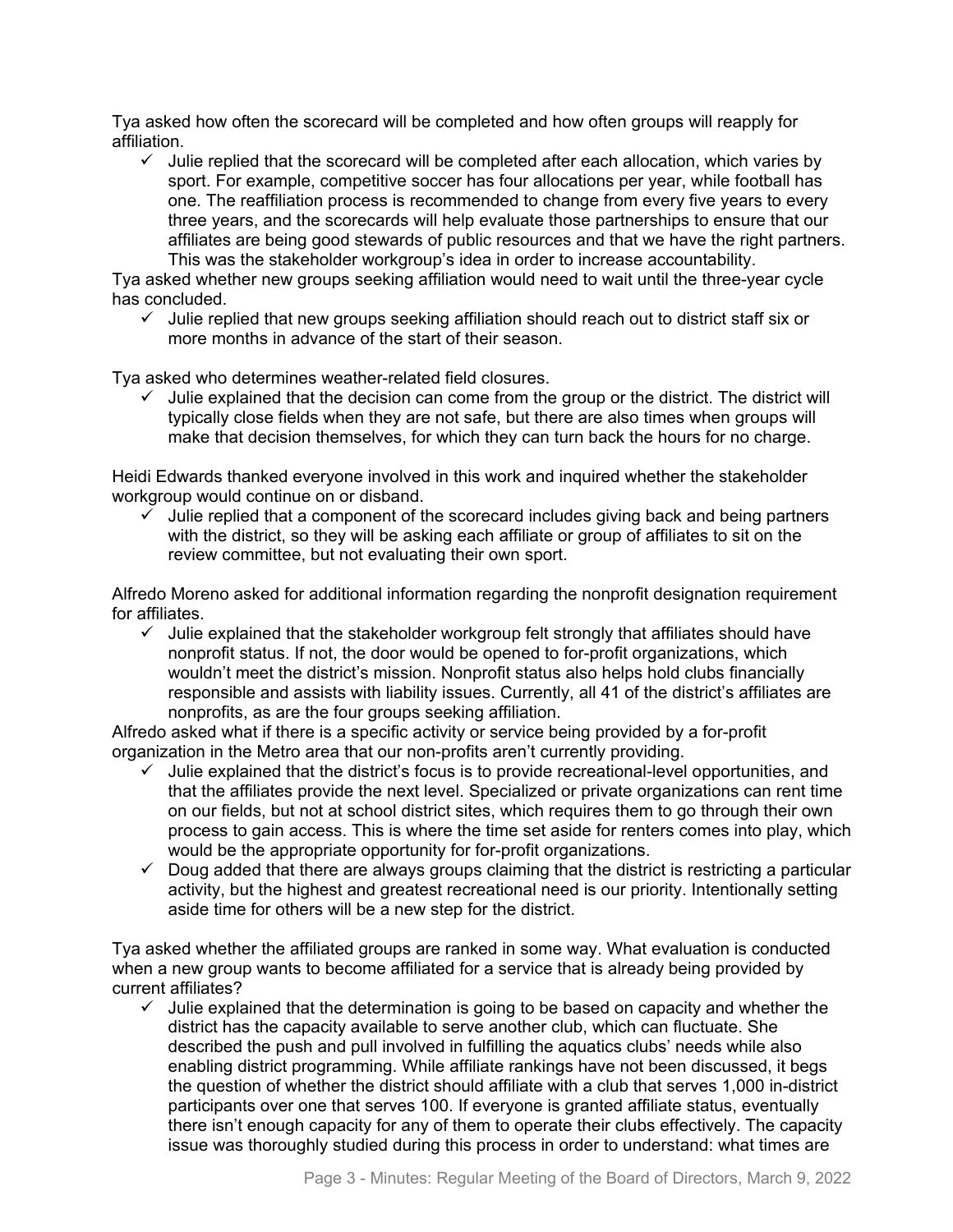Tya asked how often the scorecard will be completed and how often groups will reapply for affiliation.

- ✓ Julie replied that the scorecard will be completed after each allocation, which varies by sport. For example, competitive soccer has four allocations per year, while football has one. The reaffiliation process is recommended to change from every five years to every three years, and the scorecards will help evaluate those partnerships to ensure that our affiliates are being good stewards of public resources and that we have the right partners. This was the stakeholder workgroup's idea in order to increase accountability.

Tya asked whether new groups seeking affiliation would need to wait until the three-year cycle has concluded.

- ✓ Julie replied that new groups seeking affiliation should reach out to district staff six or more months in advance of the start of their season.

Tya asked who determines weather-related field closures.

- ✓ Julie explained that the decision can come from the group or the district. The district will typically close fields when they are not safe, but there are also times when groups will make that decision themselves, for which they can turn back the hours for no charge.

Heidi Edwards thanked everyone involved in this work and inquired whether the stakeholder workgroup would continue on or disband.

- ✓ Julie replied that a component of the scorecard includes giving back and being partners with the district, so they will be asking each affiliate or group of affiliates to sit on the review committee, but not evaluating their own sport.

Alfredo Moreno asked for additional information regarding the nonprofit designation requirement for affiliates.

- ✓ Julie explained that the stakeholder workgroup felt strongly that affiliates should have nonprofit status. If not, the door would be opened to for-profit organizations, which wouldn't meet the district's mission. Nonprofit status also helps hold clubs financially responsible and assists with liability issues. Currently, all 41 of the district's affiliates are nonprofits, as are the four groups seeking affiliation.

Alfredo asked what if there is a specific activity or service being provided by a for-profit organization in the Metro area that our non-profits aren't currently providing.

- ✓ Julie explained that the district's focus is to provide recreational-level opportunities, and that the affiliates provide the next level. Specialized or private organizations can rent time on our fields, but not at school district sites, which requires them to go through their own process to gain access. This is where the time set aside for renters comes into play, which would be the appropriate opportunity for for-profit organizations.
- ✓ Doug added that there are always groups claiming that the district is restricting a particular activity, but the highest and greatest recreational need is our priority. Intentionally setting aside time for others will be a new step for the district.

Tya asked whether the affiliated groups are ranked in some way. What evaluation is conducted when a new group wants to become affiliated for a service that is already being provided by current affiliates?

- ✓ Julie explained that the determination is going to be based on capacity and whether the district has the capacity available to serve another club, which can fluctuate. She described the push and pull involved in fulfilling the aquatics clubs' needs while also enabling district programming. While affiliate rankings have not been discussed, it begs the question of whether the district should affiliate with a club that serves 1,000 in-district participants over one that serves 100. If everyone is granted affiliate status, eventually there isn't enough capacity for any of them to operate their clubs effectively. The capacity issue was thoroughly studied during this process in order to understand: what times are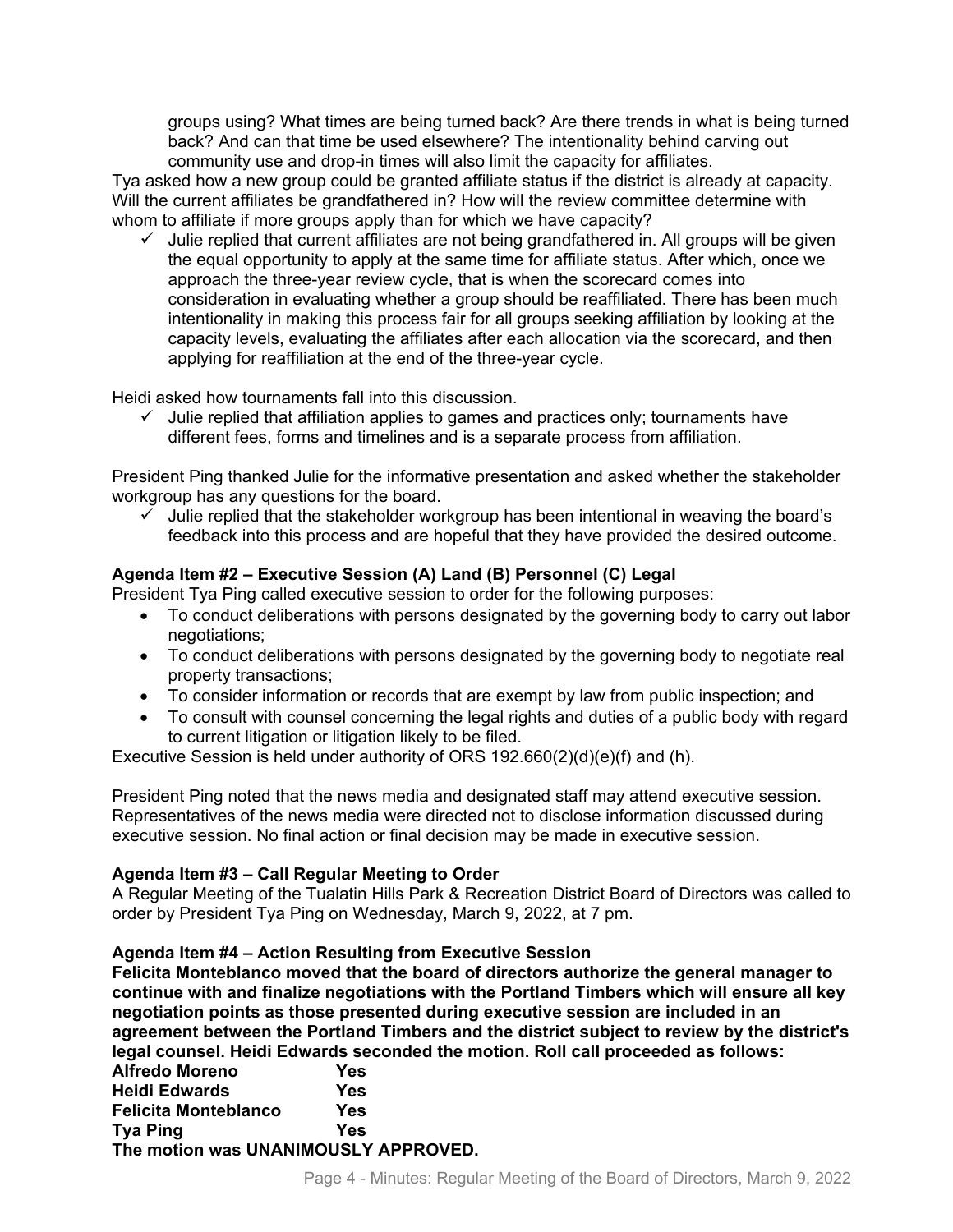groups using? What times are being turned back? Are there trends in what is being turned back? And can that time be used elsewhere? The intentionality behind carving out community use and drop-in times will also limit the capacity for affiliates.

Tya asked how a new group could be granted affiliate status if the district is already at capacity. Will the current affiliates be grandfathered in? How will the review committee determine with whom to affiliate if more groups apply than for which we have capacity?

- ✓ Julie replied that current affiliates are not being grandfathered in. All groups will be given the equal opportunity to apply at the same time for affiliate status. After which, once we approach the three-year review cycle, that is when the scorecard comes into consideration in evaluating whether a group should be reaffiliated. There has been much intentionality in making this process fair for all groups seeking affiliation by looking at the capacity levels, evaluating the affiliates after each allocation via the scorecard, and then applying for reaffiliation at the end of the three-year cycle.

Heidi asked how tournaments fall into this discussion.

- ✓ Julie replied that affiliation applies to games and practices only; tournaments have different fees, forms and timelines and is a separate process from affiliation.

President Ping thanked Julie for the informative presentation and asked whether the stakeholder workgroup has any questions for the board.

- ✓ Julie replied that the stakeholder workgroup has been intentional in weaving the board's feedback into this process and are hopeful that they have provided the desired outcome.

**Agenda Item #2 – Executive Session (A) Land (B) Personnel (C) Legal**

President Tya Ping called executive session to order for the following purposes:

- To conduct deliberations with persons designated by the governing body to carry out labor negotiations;
- To conduct deliberations with persons designated by the governing body to negotiate real property transactions;
- To consider information or records that are exempt by law from public inspection; and
- To consult with counsel concerning the legal rights and duties of a public body with regard to current litigation or litigation likely to be filed.

Executive Session is held under authority of ORS 192.660(2)(d)(e)(f) and (h).

President Ping noted that the news media and designated staff may attend executive session. Representatives of the news media were directed not to disclose information discussed during executive session. No final action or final decision may be made in executive session.

**Agenda Item #3 – Call Regular Meeting to Order**

A Regular Meeting of the Tualatin Hills Park & Recreation District Board of Directors was called to order by President Tya Ping on Wednesday, March 9, 2022, at 7 pm.

**Agenda Item #4 – Action Resulting from Executive Session**

**Felicita Monteblanco moved that the board of directors authorize the general manager to continue with and finalize negotiations with the Portland Timbers which will ensure all key negotiation points as those presented during executive session are included in an agreement between the Portland Timbers and the district subject to review by the district's legal counsel. Heidi Edwards seconded the motion. Roll call proceeded as follows:**

| | |
|---|---|
| **Alfredo Moreno** | **Yes** |
| **Heidi Edwards** | **Yes** |
| **Felicita Monteblanco** | **Yes** |
| **Tya Ping** | **Yes** |

**The motion was UNANIMOUSLY APPROVED.**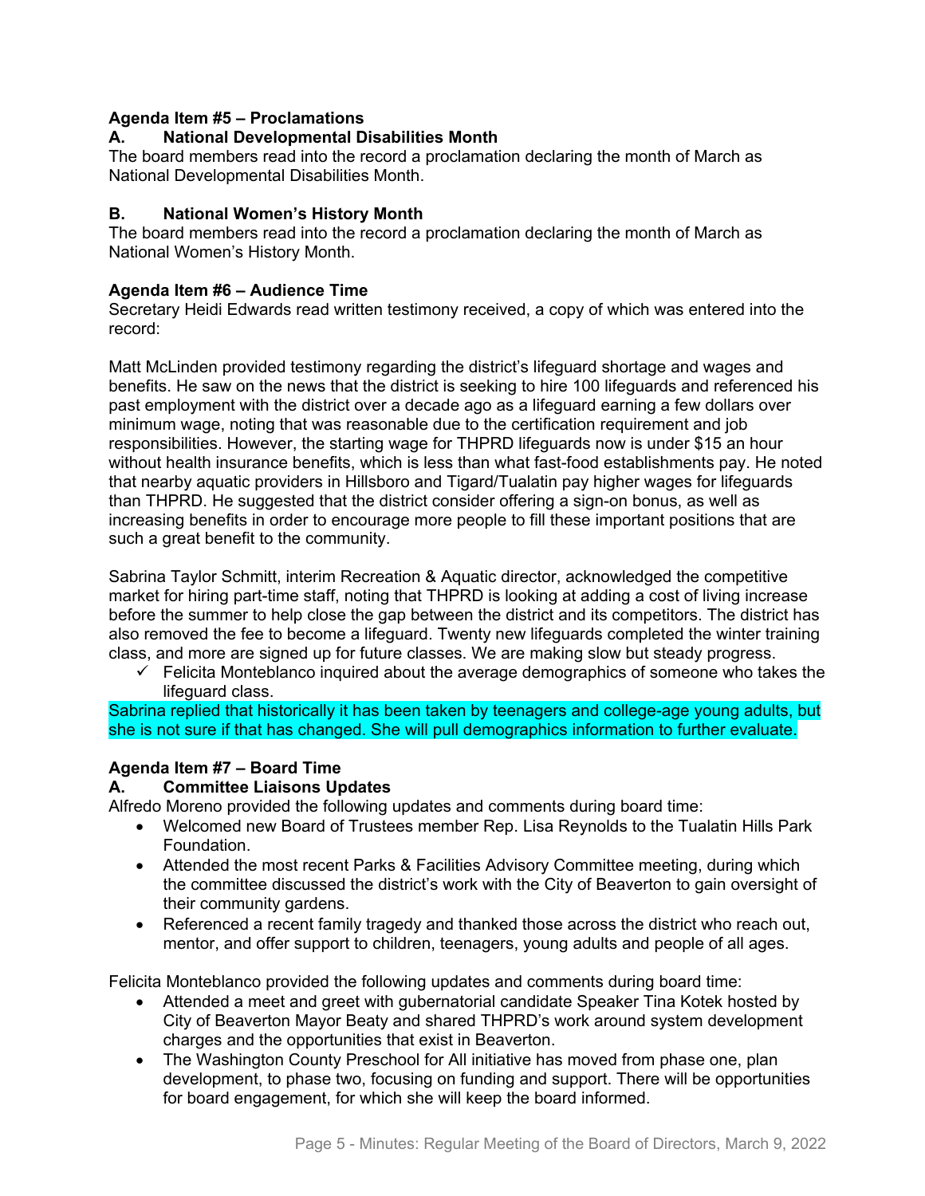**Agenda Item #5 – Proclamations**

**A. National Developmental Disabilities Month**

The board members read into the record a proclamation declaring the month of March as National Developmental Disabilities Month.

**B. National Women's History Month**

The board members read into the record a proclamation declaring the month of March as National Women's History Month.

**Agenda Item #6 – Audience Time**

Secretary Heidi Edwards read written testimony received, a copy of which was entered into the record:

Matt McLinden provided testimony regarding the district's lifeguard shortage and wages and benefits. He saw on the news that the district is seeking to hire 100 lifeguards and referenced his past employment with the district over a decade ago as a lifeguard earning a few dollars over minimum wage, noting that was reasonable due to the certification requirement and job responsibilities. However, the starting wage for THPRD lifeguards now is under $15 an hour without health insurance benefits, which is less than what fast-food establishments pay. He noted that nearby aquatic providers in Hillsboro and Tigard/Tualatin pay higher wages for lifeguards than THPRD. He suggested that the district consider offering a sign-on bonus, as well as increasing benefits in order to encourage more people to fill these important positions that are such a great benefit to the community.

Sabrina Taylor Schmitt, interim Recreation & Aquatic director, acknowledged the competitive market for hiring part-time staff, noting that THPRD is looking at adding a cost of living increase before the summer to help close the gap between the district and its competitors. The district has also removed the fee to become a lifeguard. Twenty new lifeguards completed the winter training class, and more are signed up for future classes. We are making slow but steady progress.

- ✓ Felicita Monteblanco inquired about the average demographics of someone who takes the lifeguard class.

Sabrina replied that historically it has been taken by teenagers and college-age young adults, but she is not sure if that has changed. She will pull demographics information to further evaluate.

**Agenda Item #7 – Board Time**

**A. Committee Liaisons Updates**

Alfredo Moreno provided the following updates and comments during board time:

- Welcomed new Board of Trustees member Rep. Lisa Reynolds to the Tualatin Hills Park Foundation.
- Attended the most recent Parks & Facilities Advisory Committee meeting, during which the committee discussed the district's work with the City of Beaverton to gain oversight of their community gardens.
- Referenced a recent family tragedy and thanked those across the district who reach out, mentor, and offer support to children, teenagers, young adults and people of all ages.

Felicita Monteblanco provided the following updates and comments during board time:

- Attended a meet and greet with gubernatorial candidate Speaker Tina Kotek hosted by City of Beaverton Mayor Beaty and shared THPRD's work around system development charges and the opportunities that exist in Beaverton.
- The Washington County Preschool for All initiative has moved from phase one, plan development, to phase two, focusing on funding and support. There will be opportunities for board engagement, for which she will keep the board informed.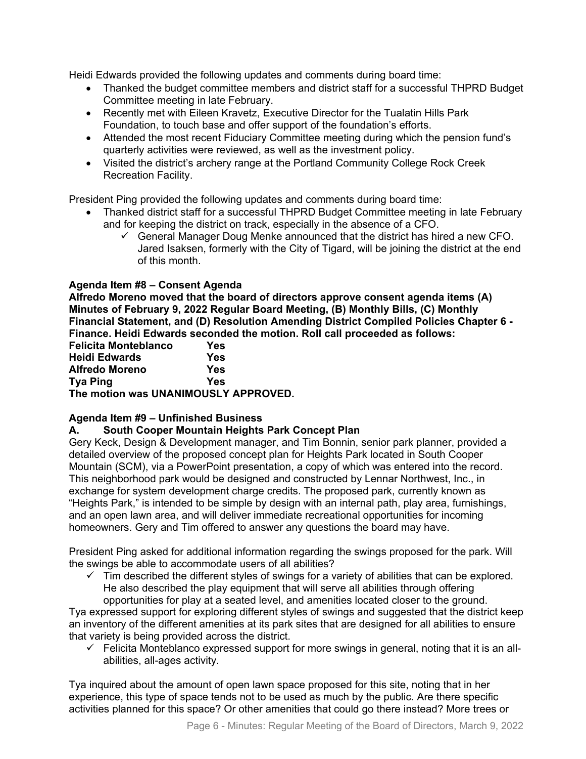Heidi Edwards provided the following updates and comments during board time:

- Thanked the budget committee members and district staff for a successful THPRD Budget Committee meeting in late February.
- Recently met with Eileen Kravetz, Executive Director for the Tualatin Hills Park Foundation, to touch base and offer support of the foundation's efforts.
- Attended the most recent Fiduciary Committee meeting during which the pension fund's quarterly activities were reviewed, as well as the investment policy.
- Visited the district's archery range at the Portland Community College Rock Creek Recreation Facility.

President Ping provided the following updates and comments during board time:

- Thanked district staff for a successful THPRD Budget Committee meeting in late February and for keeping the district on track, especially in the absence of a CFO.
  - ✓ General Manager Doug Menke announced that the district has hired a new CFO. Jared Isaksen, formerly with the City of Tigard, will be joining the district at the end of this month.

**Agenda Item #8 – Consent Agenda**

**Alfredo Moreno moved that the board of directors approve consent agenda items (A) Minutes of February 9, 2022 Regular Board Meeting, (B) Monthly Bills, (C) Monthly Financial Statement, and (D) Resolution Amending District Compiled Policies Chapter 6 - Finance. Heidi Edwards seconded the motion. Roll call proceeded as follows:**

**Felicita Monteblanco Yes**
**Heidi Edwards Yes**
**Alfredo Moreno Yes**
**Tya Ping Yes**
**The motion was UNANIMOUSLY APPROVED.**

**Agenda Item #9 – Unfinished Business**

**A. South Cooper Mountain Heights Park Concept Plan**

Gery Keck, Design & Development manager, and Tim Bonnin, senior park planner, provided a detailed overview of the proposed concept plan for Heights Park located in South Cooper Mountain (SCM), via a PowerPoint presentation, a copy of which was entered into the record. This neighborhood park would be designed and constructed by Lennar Northwest, Inc., in exchange for system development charge credits. The proposed park, currently known as "Heights Park," is intended to be simple by design with an internal path, play area, furnishings, and an open lawn area, and will deliver immediate recreational opportunities for incoming homeowners. Gery and Tim offered to answer any questions the board may have.

President Ping asked for additional information regarding the swings proposed for the park. Will the swings be able to accommodate users of all abilities?

- ✓ Tim described the different styles of swings for a variety of abilities that can be explored. He also described the play equipment that will serve all abilities through offering opportunities for play at a seated level, and amenities located closer to the ground.

Tya expressed support for exploring different styles of swings and suggested that the district keep an inventory of the different amenities at its park sites that are designed for all abilities to ensure that variety is being provided across the district.

- ✓ Felicita Monteblanco expressed support for more swings in general, noting that it is an all-abilities, all-ages activity.

Tya inquired about the amount of open lawn space proposed for this site, noting that in her experience, this type of space tends not to be used as much by the public. Are there specific activities planned for this space? Or other amenities that could go there instead? More trees or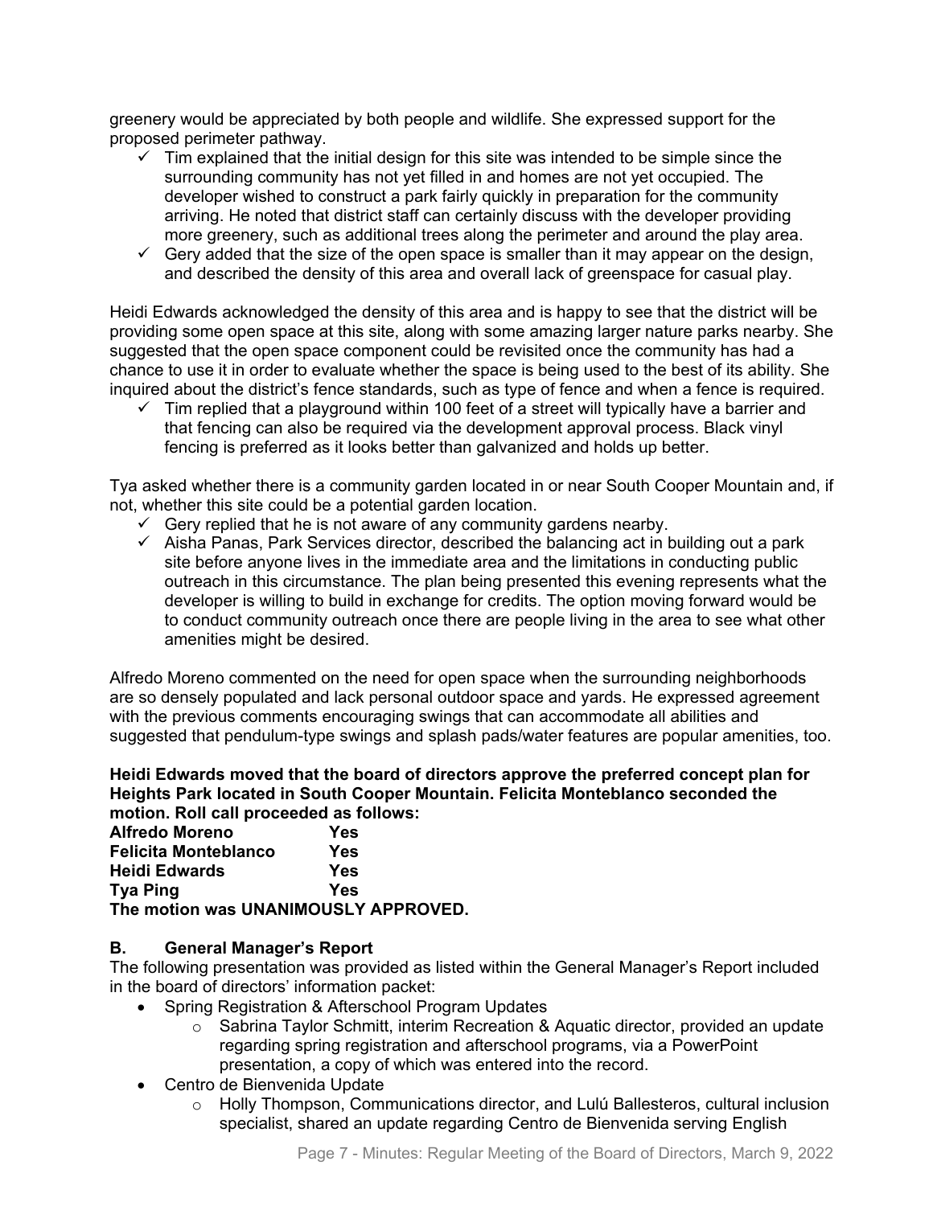greenery would be appreciated by both people and wildlife. She expressed support for the proposed perimeter pathway.

- ✓ Tim explained that the initial design for this site was intended to be simple since the surrounding community has not yet filled in and homes are not yet occupied. The developer wished to construct a park fairly quickly in preparation for the community arriving. He noted that district staff can certainly discuss with the developer providing more greenery, such as additional trees along the perimeter and around the play area.
- ✓ Gery added that the size of the open space is smaller than it may appear on the design, and described the density of this area and overall lack of greenspace for casual play.

Heidi Edwards acknowledged the density of this area and is happy to see that the district will be providing some open space at this site, along with some amazing larger nature parks nearby. She suggested that the open space component could be revisited once the community has had a chance to use it in order to evaluate whether the space is being used to the best of its ability. She inquired about the district's fence standards, such as type of fence and when a fence is required.

- ✓ Tim replied that a playground within 100 feet of a street will typically have a barrier and that fencing can also be required via the development approval process. Black vinyl fencing is preferred as it looks better than galvanized and holds up better.

Tya asked whether there is a community garden located in or near South Cooper Mountain and, if not, whether this site could be a potential garden location.

- ✓ Gery replied that he is not aware of any community gardens nearby.
- ✓ Aisha Panas, Park Services director, described the balancing act in building out a park site before anyone lives in the immediate area and the limitations in conducting public outreach in this circumstance. The plan being presented this evening represents what the developer is willing to build in exchange for credits. The option moving forward would be to conduct community outreach once there are people living in the area to see what other amenities might be desired.

Alfredo Moreno commented on the need for open space when the surrounding neighborhoods are so densely populated and lack personal outdoor space and yards. He expressed agreement with the previous comments encouraging swings that can accommodate all abilities and suggested that pendulum-type swings and splash pads/water features are popular amenities, too.

**Heidi Edwards moved that the board of directors approve the preferred concept plan for Heights Park located in South Cooper Mountain. Felicita Monteblanco seconded the motion. Roll call proceeded as follows:**

| | |
|---|---|
| **Alfredo Moreno** | **Yes** |
| **Felicita Monteblanco** | **Yes** |
| **Heidi Edwards** | **Yes** |
| **Tya Ping** | **Yes** |

**The motion was UNANIMOUSLY APPROVED.**

### B. General Manager's Report

The following presentation was provided as listed within the General Manager's Report included in the board of directors' information packet:

- Spring Registration & Afterschool Program Updates
  - Sabrina Taylor Schmitt, interim Recreation & Aquatic director, provided an update regarding spring registration and afterschool programs, via a PowerPoint presentation, a copy of which was entered into the record.
- Centro de Bienvenida Update
  - Holly Thompson, Communications director, and Lulú Ballesteros, cultural inclusion specialist, shared an update regarding Centro de Bienvenida serving English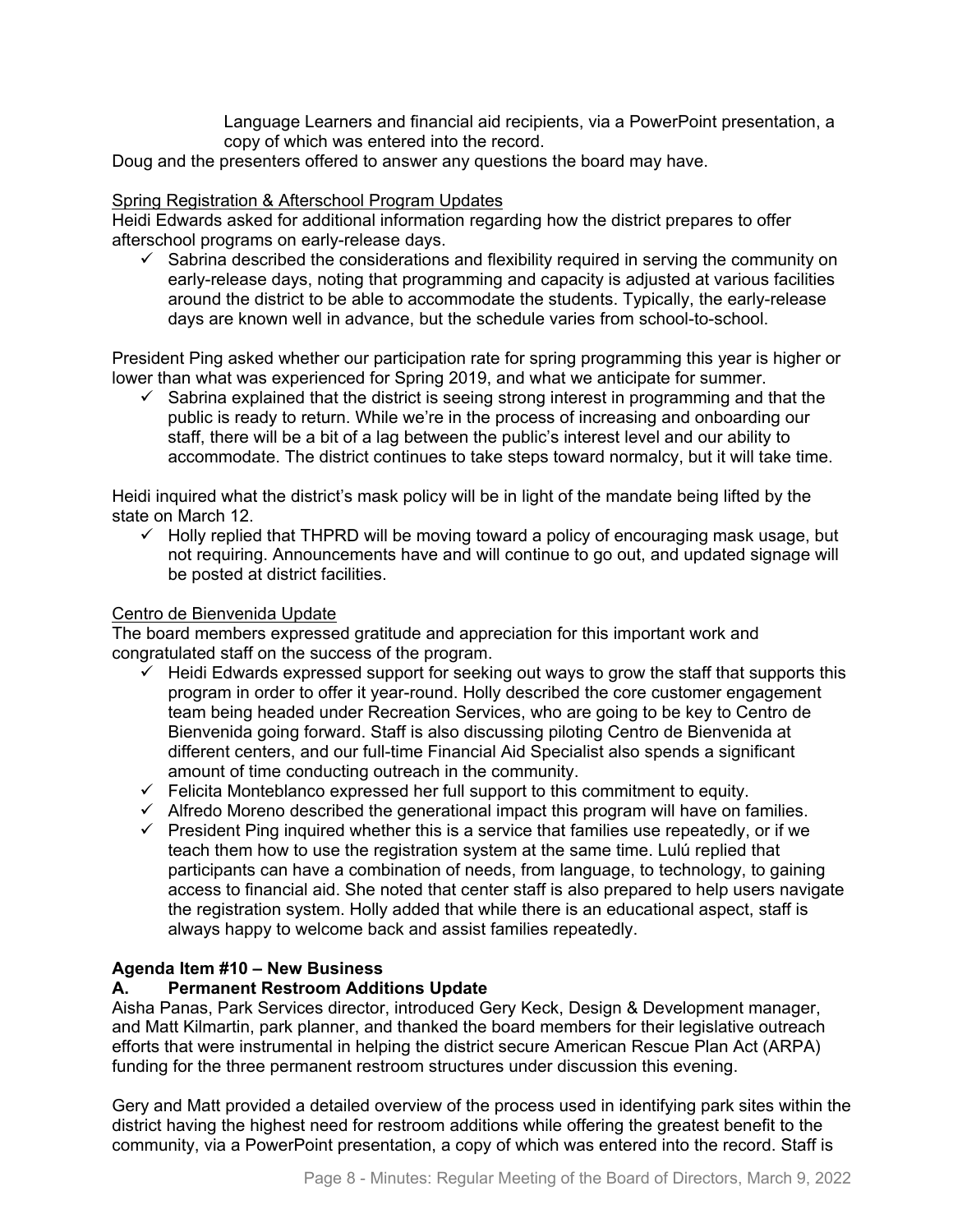Language Learners and financial aid recipients, via a PowerPoint presentation, a copy of which was entered into the record.

Doug and the presenters offered to answer any questions the board may have.

Spring Registration & Afterschool Program Updates

Heidi Edwards asked for additional information regarding how the district prepares to offer afterschool programs on early-release days.

- ✓ Sabrina described the considerations and flexibility required in serving the community on early-release days, noting that programming and capacity is adjusted at various facilities around the district to be able to accommodate the students. Typically, the early-release days are known well in advance, but the schedule varies from school-to-school.

President Ping asked whether our participation rate for spring programming this year is higher or lower than what was experienced for Spring 2019, and what we anticipate for summer.

- ✓ Sabrina explained that the district is seeing strong interest in programming and that the public is ready to return. While we're in the process of increasing and onboarding our staff, there will be a bit of a lag between the public's interest level and our ability to accommodate. The district continues to take steps toward normalcy, but it will take time.

Heidi inquired what the district's mask policy will be in light of the mandate being lifted by the state on March 12.

- ✓ Holly replied that THPRD will be moving toward a policy of encouraging mask usage, but not requiring. Announcements have and will continue to go out, and updated signage will be posted at district facilities.

Centro de Bienvenida Update

The board members expressed gratitude and appreciation for this important work and congratulated staff on the success of the program.

- ✓ Heidi Edwards expressed support for seeking out ways to grow the staff that supports this program in order to offer it year-round. Holly described the core customer engagement team being headed under Recreation Services, who are going to be key to Centro de Bienvenida going forward. Staff is also discussing piloting Centro de Bienvenida at different centers, and our full-time Financial Aid Specialist also spends a significant amount of time conducting outreach in the community.
- ✓ Felicita Monteblanco expressed her full support to this commitment to equity.
- ✓ Alfredo Moreno described the generational impact this program will have on families.
- ✓ President Ping inquired whether this is a service that families use repeatedly, or if we teach them how to use the registration system at the same time. Lulú replied that participants can have a combination of needs, from language, to technology, to gaining access to financial aid. She noted that center staff is also prepared to help users navigate the registration system. Holly added that while there is an educational aspect, staff is always happy to welcome back and assist families repeatedly.

**Agenda Item #10 – New Business**

**A. Permanent Restroom Additions Update**

Aisha Panas, Park Services director, introduced Gery Keck, Design & Development manager, and Matt Kilmartin, park planner, and thanked the board members for their legislative outreach efforts that were instrumental in helping the district secure American Rescue Plan Act (ARPA) funding for the three permanent restroom structures under discussion this evening.

Gery and Matt provided a detailed overview of the process used in identifying park sites within the district having the highest need for restroom additions while offering the greatest benefit to the community, via a PowerPoint presentation, a copy of which was entered into the record. Staff is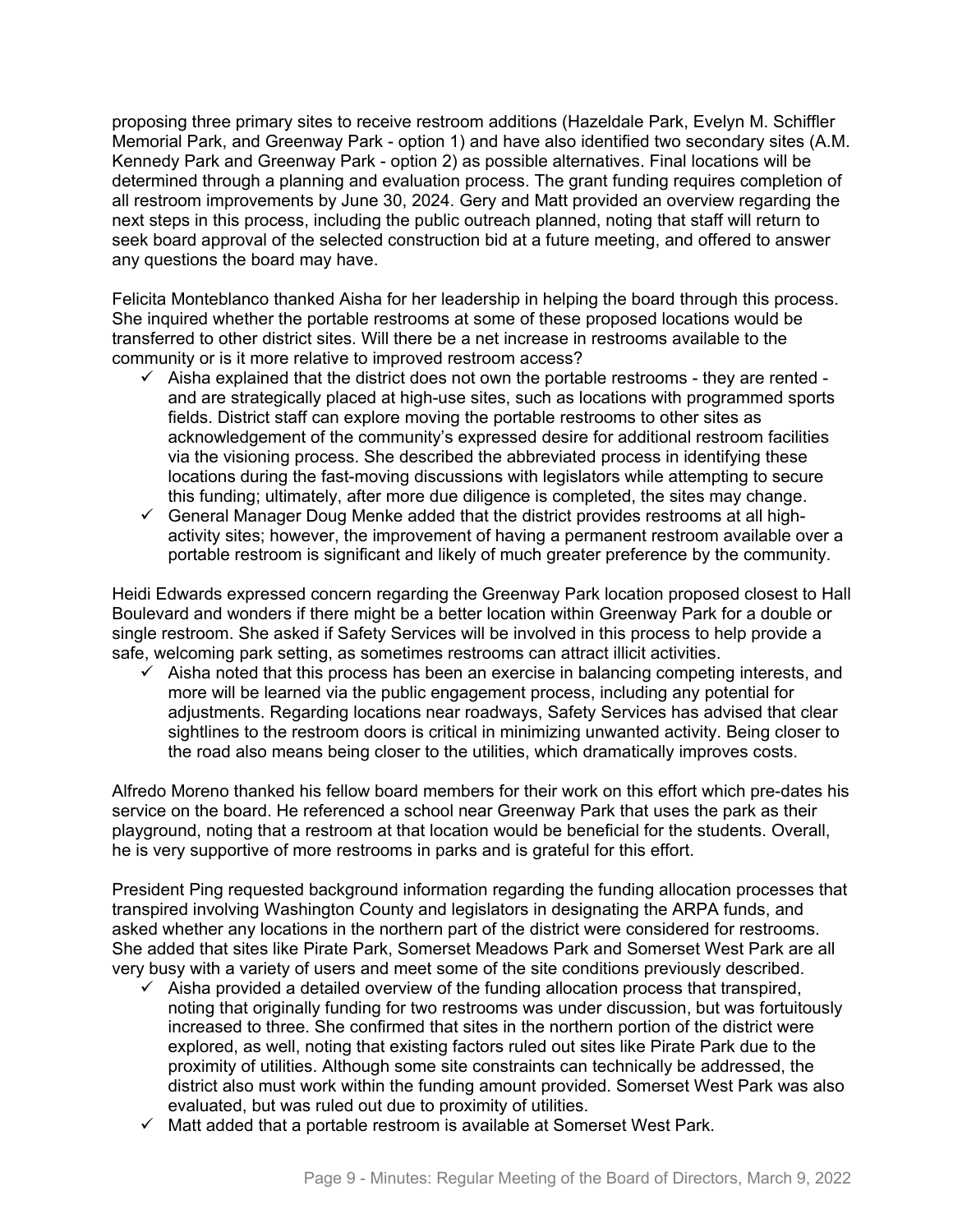proposing three primary sites to receive restroom additions (Hazeldale Park, Evelyn M. Schiffler Memorial Park, and Greenway Park - option 1) and have also identified two secondary sites (A.M. Kennedy Park and Greenway Park - option 2) as possible alternatives. Final locations will be determined through a planning and evaluation process. The grant funding requires completion of all restroom improvements by June 30, 2024. Gery and Matt provided an overview regarding the next steps in this process, including the public outreach planned, noting that staff will return to seek board approval of the selected construction bid at a future meeting, and offered to answer any questions the board may have.

Felicita Monteblanco thanked Aisha for her leadership in helping the board through this process. She inquired whether the portable restrooms at some of these proposed locations would be transferred to other district sites. Will there be a net increase in restrooms available to the community or is it more relative to improved restroom access?

- ✓ Aisha explained that the district does not own the portable restrooms - they are rented - and are strategically placed at high-use sites, such as locations with programmed sports fields. District staff can explore moving the portable restrooms to other sites as acknowledgement of the community's expressed desire for additional restroom facilities via the visioning process. She described the abbreviated process in identifying these locations during the fast-moving discussions with legislators while attempting to secure this funding; ultimately, after more due diligence is completed, the sites may change.
- ✓ General Manager Doug Menke added that the district provides restrooms at all high-activity sites; however, the improvement of having a permanent restroom available over a portable restroom is significant and likely of much greater preference by the community.

Heidi Edwards expressed concern regarding the Greenway Park location proposed closest to Hall Boulevard and wonders if there might be a better location within Greenway Park for a double or single restroom. She asked if Safety Services will be involved in this process to help provide a safe, welcoming park setting, as sometimes restrooms can attract illicit activities.

- ✓ Aisha noted that this process has been an exercise in balancing competing interests, and more will be learned via the public engagement process, including any potential for adjustments. Regarding locations near roadways, Safety Services has advised that clear sightlines to the restroom doors is critical in minimizing unwanted activity. Being closer to the road also means being closer to the utilities, which dramatically improves costs.

Alfredo Moreno thanked his fellow board members for their work on this effort which pre-dates his service on the board. He referenced a school near Greenway Park that uses the park as their playground, noting that a restroom at that location would be beneficial for the students. Overall, he is very supportive of more restrooms in parks and is grateful for this effort.

President Ping requested background information regarding the funding allocation processes that transpired involving Washington County and legislators in designating the ARPA funds, and asked whether any locations in the northern part of the district were considered for restrooms. She added that sites like Pirate Park, Somerset Meadows Park and Somerset West Park are all very busy with a variety of users and meet some of the site conditions previously described.

- ✓ Aisha provided a detailed overview of the funding allocation process that transpired, noting that originally funding for two restrooms was under discussion, but was fortuitously increased to three. She confirmed that sites in the northern portion of the district were explored, as well, noting that existing factors ruled out sites like Pirate Park due to the proximity of utilities. Although some site constraints can technically be addressed, the district also must work within the funding amount provided. Somerset West Park was also evaluated, but was ruled out due to proximity of utilities.
- ✓ Matt added that a portable restroom is available at Somerset West Park.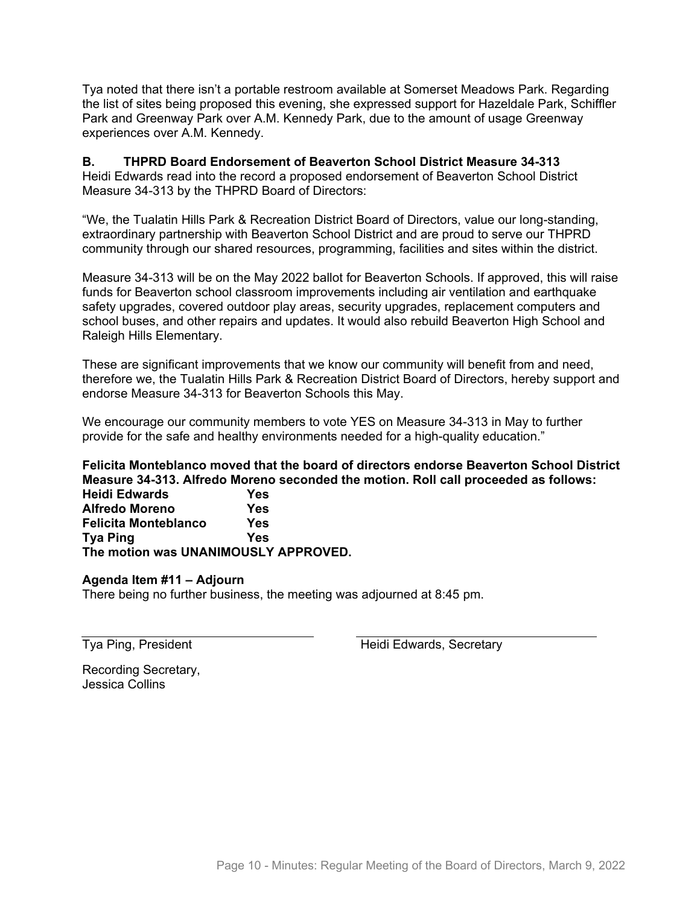Tya noted that there isn't a portable restroom available at Somerset Meadows Park. Regarding the list of sites being proposed this evening, she expressed support for Hazeldale Park, Schiffler Park and Greenway Park over A.M. Kennedy Park, due to the amount of usage Greenway experiences over A.M. Kennedy.

**B. THPRD Board Endorsement of Beaverton School District Measure 34-313**

Heidi Edwards read into the record a proposed endorsement of Beaverton School District Measure 34-313 by the THPRD Board of Directors:

"We, the Tualatin Hills Park & Recreation District Board of Directors, value our long-standing, extraordinary partnership with Beaverton School District and are proud to serve our THPRD community through our shared resources, programming, facilities and sites within the district.

Measure 34-313 will be on the May 2022 ballot for Beaverton Schools. If approved, this will raise funds for Beaverton school classroom improvements including air ventilation and earthquake safety upgrades, covered outdoor play areas, security upgrades, replacement computers and school buses, and other repairs and updates. It would also rebuild Beaverton High School and Raleigh Hills Elementary.

These are significant improvements that we know our community will benefit from and need, therefore we, the Tualatin Hills Park & Recreation District Board of Directors, hereby support and endorse Measure 34-313 for Beaverton Schools this May.

We encourage our community members to vote YES on Measure 34-313 in May to further provide for the safe and healthy environments needed for a high-quality education."

**Felicita Monteblanco moved that the board of directors endorse Beaverton School District Measure 34-313. Alfredo Moreno seconded the motion. Roll call proceeded as follows:**

| | |
|---|---|
| **Heidi Edwards** | **Yes** |
| **Alfredo Moreno** | **Yes** |
| **Felicita Monteblanco** | **Yes** |
| **Tya Ping** | **Yes** |

**The motion was UNANIMOUSLY APPROVED.**

**Agenda Item #11 – Adjourn**

There being no further business, the meeting was adjourned at 8:45 pm.

Tya Ping, President                    Heidi Edwards, Secretary

Recording Secretary,
Jessica Collins